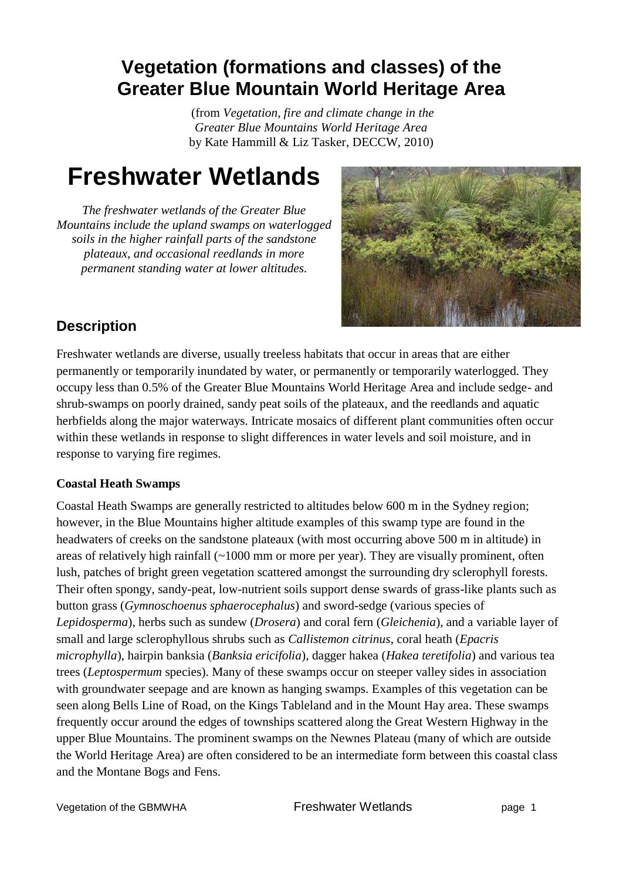# Vegetation (formations and classes) of the Greater Blue Mountain World Heritage Area

(from *Vegetation, fire and climate change in the Greater Blue Mountains World Heritage Area* by Kate Hammill & Liz Tasker, DECCW, 2010)

# Freshwater Wetlands

*The freshwater wetlands of the Greater Blue Mountains include the upland swamps on waterlogged soils in the higher rainfall parts of the sandstone plateaux, and occasional reedlands in more permanent standing water at lower altitudes.*

## Description

Freshwater wetlands are diverse, usually treeless habitats that occur in areas that are either permanently or temporarily inundated by water, or permanently or temporarily waterlogged. They occupy less than 0.5% of the Greater Blue Mountains World Heritage Area and include sedge- and shrub-swamps on poorly drained, sandy peat soils of the plateaux, and the reedlands and aquatic herbfields along the major waterways. Intricate mosaics of different plant communities often occur within these wetlands in response to slight differences in water levels and soil moisture, and in response to varying fire regimes.

### Coastal Heath Swamps

Coastal Heath Swamps are generally restricted to altitudes below 600 m in the Sydney region; however, in the Blue Mountains higher altitude examples of this swamp type are found in the headwaters of creeks on the sandstone plateaux (with most occurring above 500 m in altitude) in areas of relatively high rainfall (~1000 mm or more per year). They are visually prominent, often lush, patches of bright green vegetation scattered amongst the surrounding dry sclerophyll forests. Their often spongy, sandy-peat, low-nutrient soils support dense swards of grass-like plants such as button grass (*Gymnoschoenus sphaerocephalus*) and sword-sedge (various species of *Lepidosperma*), herbs such as sundew (*Drosera*) and coral fern (*Gleichenia*), and a variable layer of small and large sclerophyllous shrubs such as *Callistemon citrinus*, coral heath (*Epacris microphylla*), hairpin banksia (*Banksia ericifolia*), dagger hakea (*Hakea teretifolia*) and various tea trees (*Leptospermum* species). Many of these swamps occur on steeper valley sides in association with groundwater seepage and are known as hanging swamps. Examples of this vegetation can be seen along Bells Line of Road, on the Kings Tableland and in the Mount Hay area. These swamps frequently occur around the edges of townships scattered along the Great Western Highway in the upper Blue Mountains. The prominent swamps on the Newnes Plateau (many of which are outside the World Heritage Area) are often considered to be an intermediate form between this coastal class and the Montane Bogs and Fens.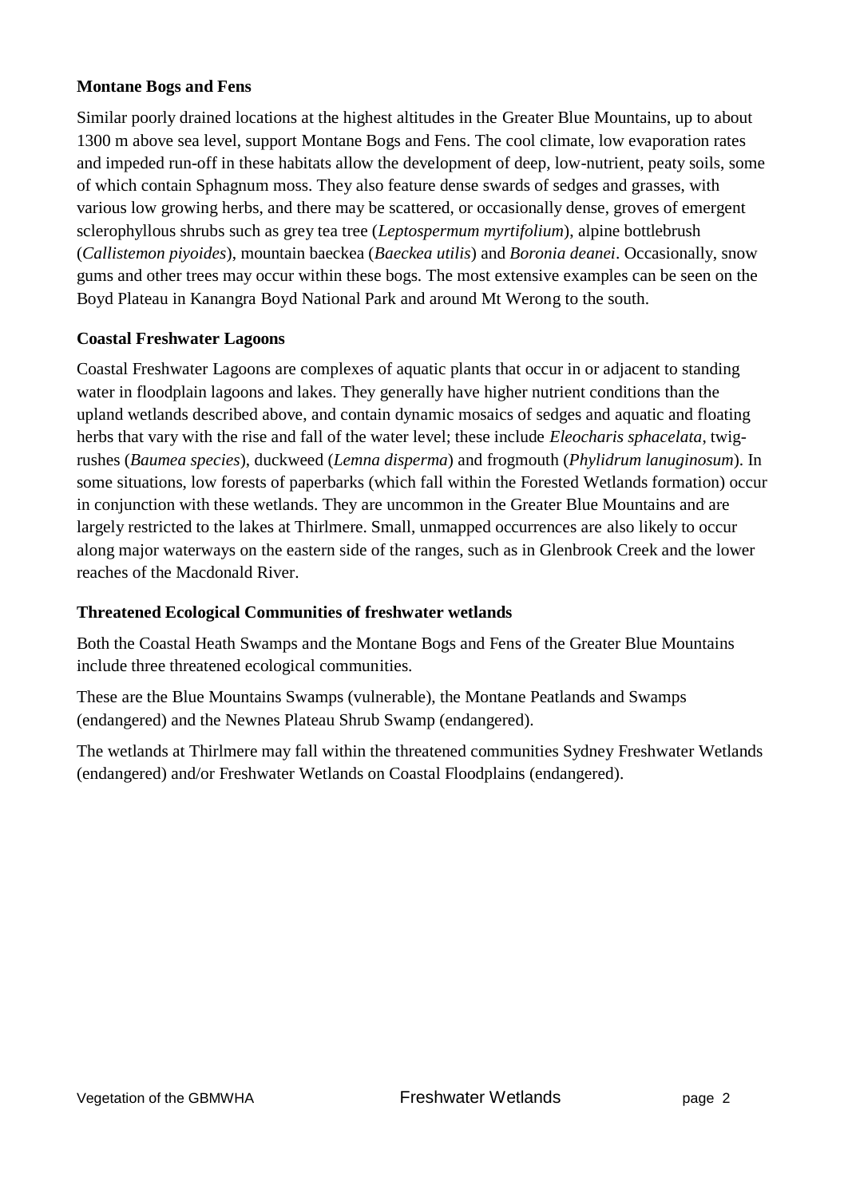### Montane Bogs and Fens

Similar poorly drained locations at the highest altitudes in the Greater Blue Mountains, up to about 1300 m above sea level, support Montane Bogs and Fens. The cool climate, low evaporation rates and impeded run-off in these habitats allow the development of deep, low-nutrient, peaty soils, some of which contain Sphagnum moss. They also feature dense swards of sedges and grasses, with various low growing herbs, and there may be scattered, or occasionally dense, groves of emergent sclerophyllous shrubs such as grey tea tree (*Leptospermum myrtifolium*), alpine bottlebrush (*Callistemon piyoides*), mountain baeckea (*Baeckea utilis*) and *Boronia deanei*. Occasionally, snow gums and other trees may occur within these bogs. The most extensive examples can be seen on the Boyd Plateau in Kanangra Boyd National Park and around Mt Werong to the south.

### Coastal Freshwater Lagoons

Coastal Freshwater Lagoons are complexes of aquatic plants that occur in or adjacent to standing water in floodplain lagoons and lakes. They generally have higher nutrient conditions than the upland wetlands described above, and contain dynamic mosaics of sedges and aquatic and floating herbs that vary with the rise and fall of the water level; these include *Eleocharis sphacelata*, twig-rushes (*Baumea species*), duckweed (*Lemna disperma*) and frogmouth (*Phylidrum lanuginosum*). In some situations, low forests of paperbarks (which fall within the Forested Wetlands formation) occur in conjunction with these wetlands. They are uncommon in the Greater Blue Mountains and are largely restricted to the lakes at Thirlmere. Small, unmapped occurrences are also likely to occur along major waterways on the eastern side of the ranges, such as in Glenbrook Creek and the lower reaches of the Macdonald River.

### Threatened Ecological Communities of freshwater wetlands

Both the Coastal Heath Swamps and the Montane Bogs and Fens of the Greater Blue Mountains include three threatened ecological communities.

These are the Blue Mountains Swamps (vulnerable), the Montane Peatlands and Swamps (endangered) and the Newnes Plateau Shrub Swamp (endangered).

The wetlands at Thirlmere may fall within the threatened communities Sydney Freshwater Wetlands (endangered) and/or Freshwater Wetlands on Coastal Floodplains (endangered).